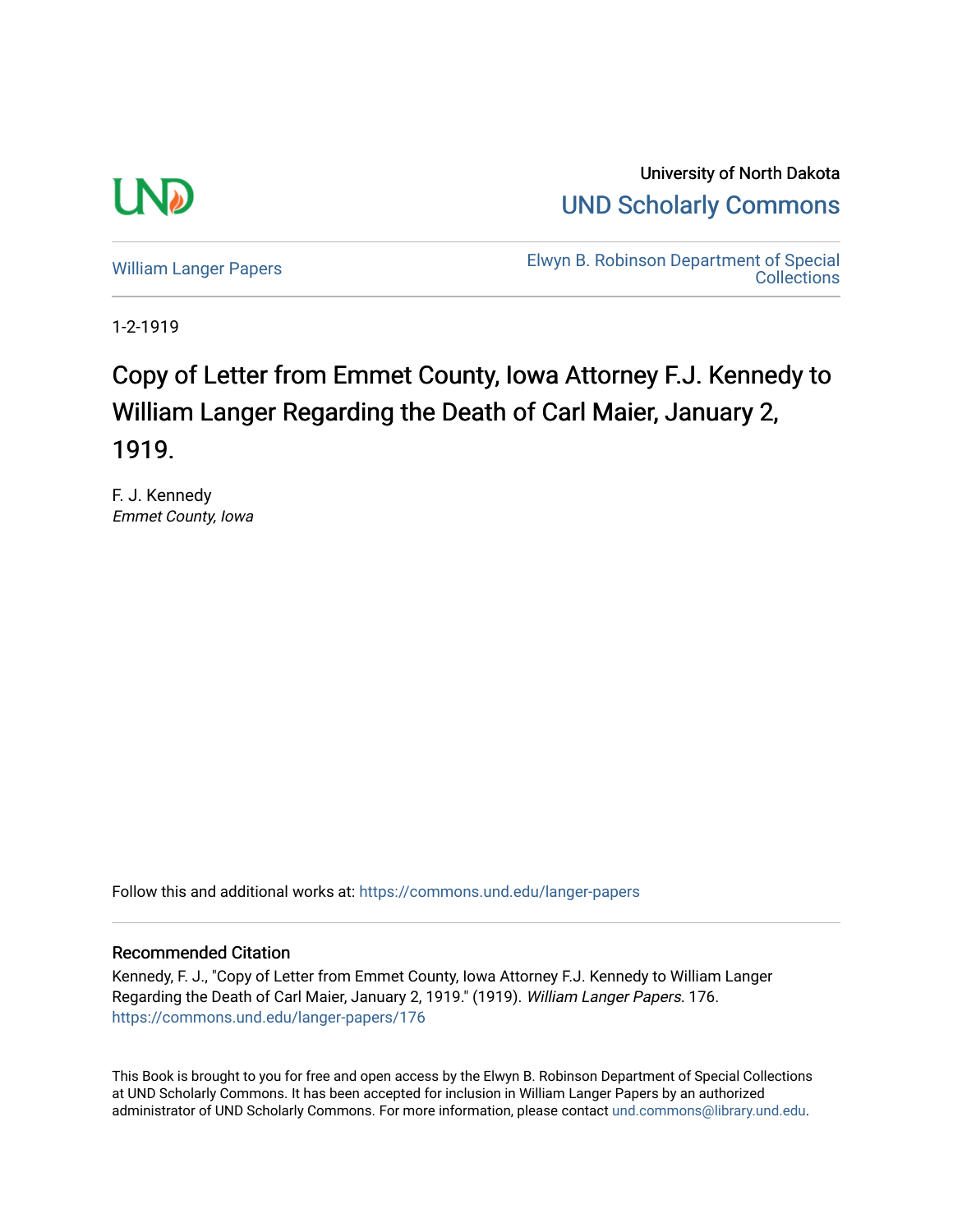University of North Dakota

UND Scholarly Commons

William Langer Papers

Elwyn B. Robinson Department of Special Collections

1-2-1919

# Copy of Letter from Emmet County, Iowa Attorney F.J. Kennedy to William Langer Regarding the Death of Carl Maier, January 2, 1919.

F. J. Kennedy
*Emmet County, Iowa*

Follow this and additional works at: https://commons.und.edu/langer-papers

### Recommended Citation

Kennedy, F. J., "Copy of Letter from Emmet County, Iowa Attorney F.J. Kennedy to William Langer Regarding the Death of Carl Maier, January 2, 1919." (1919). *William Langer Papers*. 176.
https://commons.und.edu/langer-papers/176

This Book is brought to you for free and open access by the Elwyn B. Robinson Department of Special Collections at UND Scholarly Commons. It has been accepted for inclusion in William Langer Papers by an authorized administrator of UND Scholarly Commons. For more information, please contact und.commons@library.und.edu.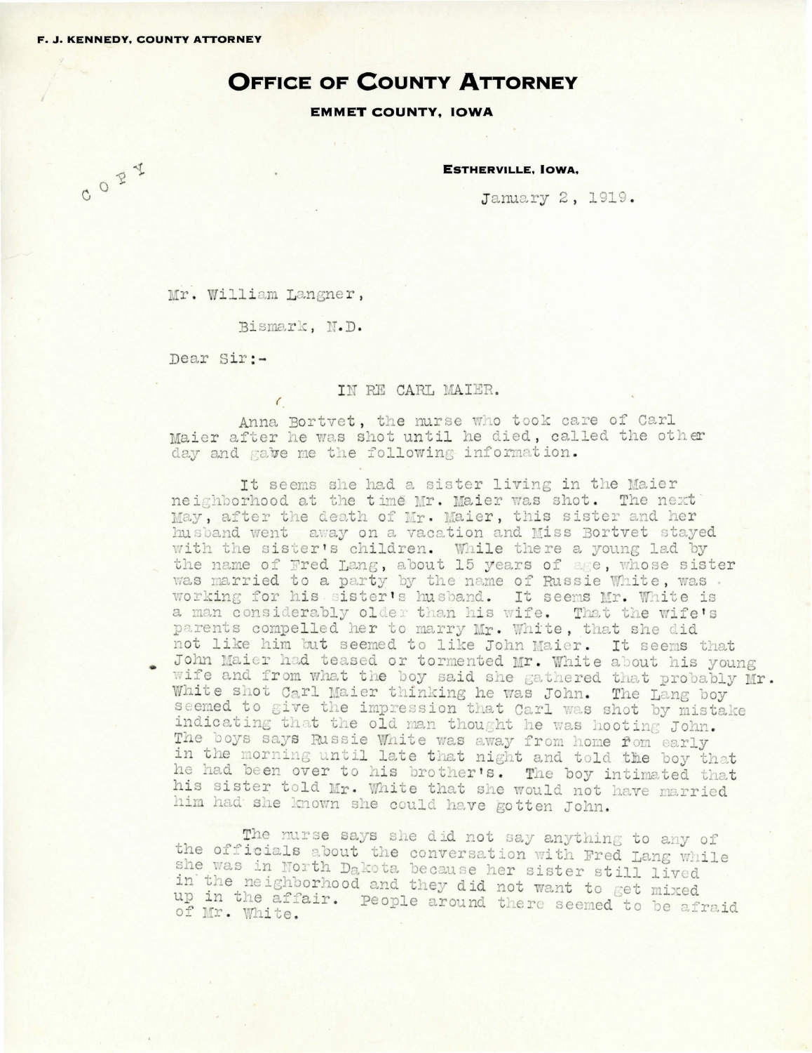F. J. KENNEDY, COUNTY ATTORNEY

# OFFICE OF COUNTY ATTORNEY

**EMMET COUNTY, IOWA**

COPY

ESTHERVILLE, IOWA,

January 2, 1919.

Mr. William Langner,

Bismark, N.D.

Dear Sir:-

IN RE CARL MAIER.

Anna Bortvet, the nurse who took care of Carl Maier after he was shot until he died, called the other day and gave me the following information.

It seems she had a sister living in the Maier neighborhood at the time Mr. Maier was shot. The next May, after the death of Mr. Maier, this sister and her husband went away on a vacation and Miss Bortvet stayed with the sister's children. While there a young lad by the name of Fred Lang, about 15 years of age, whose sister was married to a party by the name of Russie White, was working for his sister's husband. It seems Mr. White is a man considerably older than his wife. That the wife's parents compelled her to marry Mr. White, that she did not like him but seemed to like John Maier. It seems that John Maier had teased or tormented Mr. White about his young wife and from what the boy said she gathered that probably Mr. White shot Carl Maier thinking he was John. The Lang boy seemed to give the impression that Carl was shot by mistake indicating that the old man thought he was hooting John. The boys says Russie White was away from home fom early in the morning until late that night and told the boy that he had been over to his brother's. The boy intimated that his sister told Mr. White that she would not have married him had she known she could have gotten John.

The nurse says she did not say anything to any of the officials about the conversation with Fred Lang while she was in North Dakota because her sister still lived in the neighborhood and they did not want to get mixed up in the affair. People around there seemed to be afraid of Mr. White.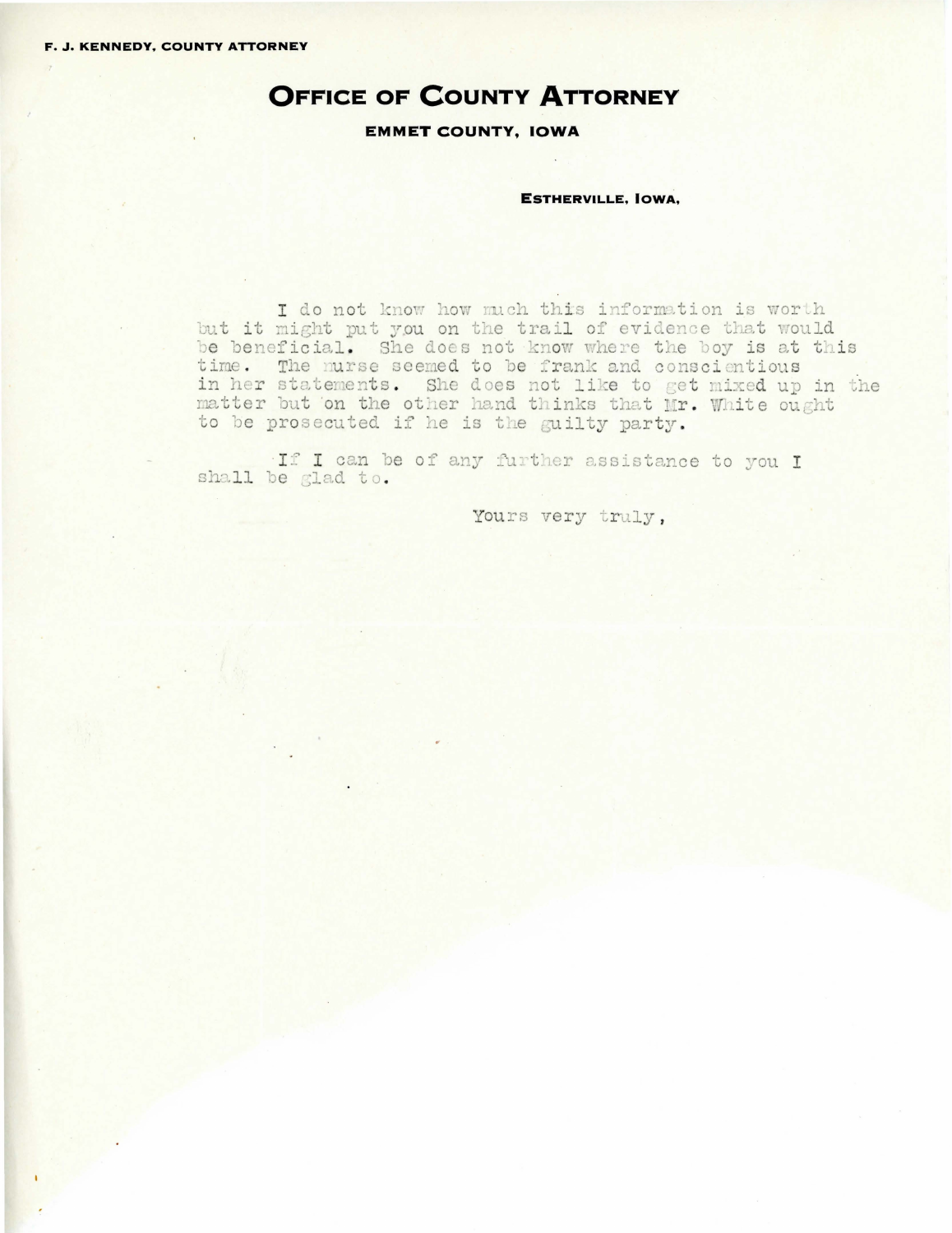F. J. KENNEDY, COUNTY ATTORNEY

# Office of County Attorney

**EMMET COUNTY, IOWA**

ESTHERVILLE, IOWA,

I do not know how much this information is worth but it might put you on the trail of evidence that would be beneficial. She does not know where the boy is at this time. The nurse seemed to be frank and conscientious in her statements. She does not like to get mixed up in the matter but on the other hand thinks that Mr. White ought to be prosecuted if he is the guilty party.

If I can be of any further assistance to you I shall be glad to.

Yours very truly,